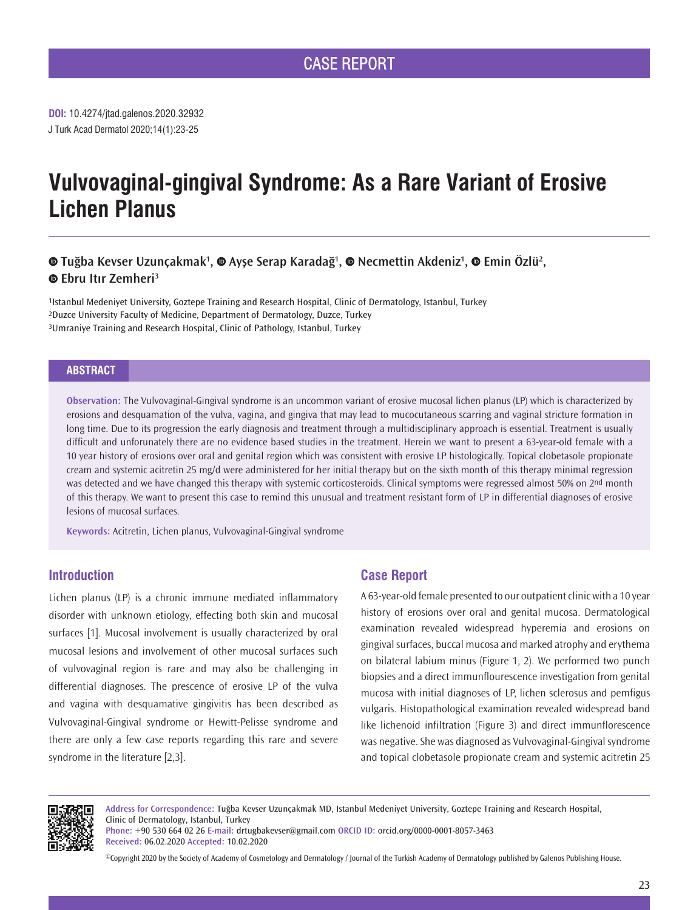CASE REPORT

**DOI:** 10.4274/jtad.galenos.2020.32932
J Turk Acad Dermatol 2020;14(1):23-25

# Vulvovaginal-gingival Syndrome: As a Rare Variant of Erosive Lichen Planus

Tuğba Kevser Uzunçakmak[1], Ayşe Serap Karadağ[1], Necmettin Akdeniz[1], Emin Özlü[2], Ebru Itır Zemheri[3]

[1]Istanbul Medeniyet University, Goztepe Training and Research Hospital, Clinic of Dermatology, Istanbul, Turkey
[2]Duzce University Faculty of Medicine, Department of Dermatology, Duzce, Turkey
[3]Umraniye Training and Research Hospital, Clinic of Pathology, Istanbul, Turkey

## ABSTRACT

**Observation:** The Vulvovaginal-Gingival syndrome is an uncommon variant of erosive mucosal lichen planus (LP) which is characterized by erosions and desquamation of the vulva, vagina, and gingiva that may lead to mucocutaneous scarring and vaginal stricture formation in long time. Due to its progression the early diagnosis and treatment through a multidisciplinary approach is essential. Treatment is usually difficult and unforunately there are no evidence based studies in the treatment. Herein we want to present a 63-year-old female with a 10 year history of erosions over oral and genital region which was consistent with erosive LP histologically. Topical clobetasole propionate cream and systemic acitretin 25 mg/d were administered for her initial therapy but on the sixth month of this therapy minimal regression was detected and we have changed this therapy with systemic corticosteroids. Clinical symptoms were regressed almost 50% on 2nd month of this therapy. We want to present this case to remind this unusual and treatment resistant form of LP in differential diagnoses of erosive lesions of mucosal surfaces.

**Keywords:** Acitretin, Lichen planus, Vulvovaginal-Gingival syndrome

## Introduction

Lichen planus (LP) is a chronic immune mediated inflammatory disorder with unknown etiology, effecting both skin and mucosal surfaces [1]. Mucosal involvement is usually characterized by oral mucosal lesions and involvement of other mucosal surfaces such of vulvovaginal region is rare and may also be challenging in differential diagnoses. The prescence of erosive LP of the vulva and vagina with desquamative gingivitis has been described as Vulvovaginal-Gingival syndrome or Hewitt-Pelisse syndrome and there are only a few case reports regarding this rare and severe syndrome in the literature [2,3].

## Case Report

A 63-year-old female presented to our outpatient clinic with a 10 year history of erosions over oral and genital mucosa. Dermatological examination revealed widespread hyperemia and erosions on gingival surfaces, buccal mucosa and marked atrophy and erythema on bilateral labium minus (Figure 1, 2). We performed two punch biopsies and a direct immunflourescence investigation from genital mucosa with initial diagnoses of LP, lichen sclerosus and pemfigus vulgaris. Histopathological examination revealed widespread band like lichenoid infiltration (Figure 3) and direct immunflorescence was negative. She was diagnosed as Vulvovaginal-Gingival syndrome and topical clobetasole propionate cream and systemic acitretin 25

**Address for Correspondence:** Tuğba Kevser Uzunçakmak MD, Istanbul Medeniyet University, Goztepe Training and Research Hospital, Clinic of Dermatology, Istanbul, Turkey
**Phone:** +90 530 664 02 26 **E-mail:** drtugbakevser@gmail.com **ORCID ID:** orcid.org/0000-0001-8057-3463
**Received:** 06.02.2020 **Accepted:** 10.02.2020

©Copyright 2020 by the Society of Academy of Cosmetology and Dermatology / Journal of the Turkish Academy of Dermatology published by Galenos Publishing House.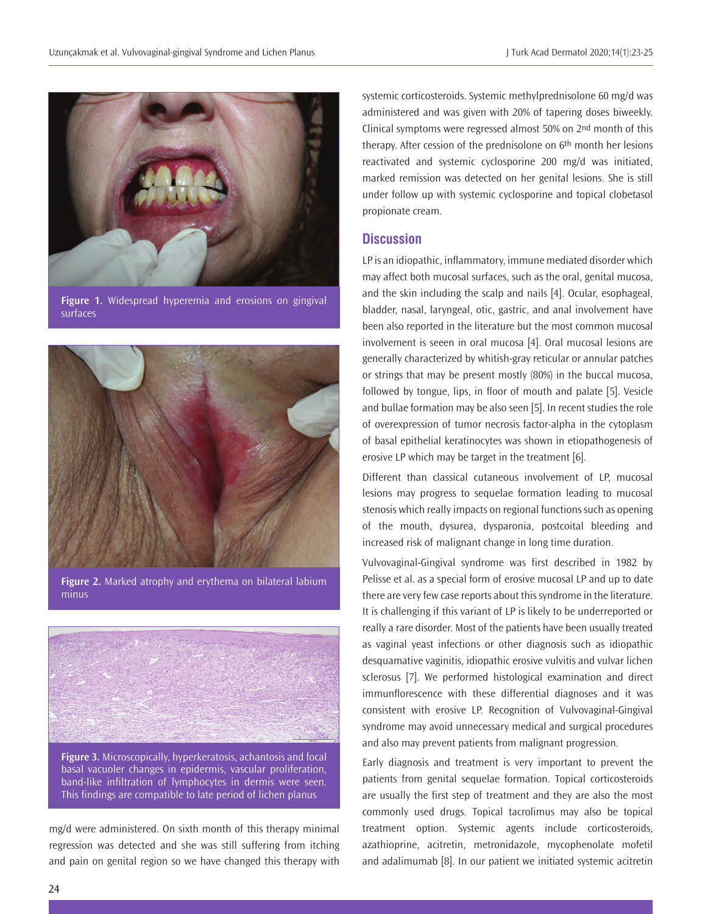Figure 1. Widespread hyperemia and erosions on gingival surfaces

Figure 2. Marked atrophy and erythema on bilateral labium minus

Figure 3. Microscopically, hyperkeratosis, achantosis and focal basal vacuoler changes in epidermis, vascular proliferation, band-like infiltration of lymphocytes in dermis were seen. This findings are compatible to late period of lichen planus

mg/d were administered. On sixth month of this therapy minimal regression was detected and she was still suffering from itching and pain on genital region so we have changed this therapy with systemic corticosteroids. Systemic methylprednisolone 60 mg/d was administered and was given with 20% of tapering doses biweekly. Clinical symptoms were regressed almost 50% on 2nd month of this therapy. After cession of the prednisolone on 6th month her lesions reactivated and systemic cyclosporine 200 mg/d was initiated, marked remission was detected on her genital lesions. She is still under follow up with systemic cyclosporine and topical clobetasol propionate cream.

## Discussion

LP is an idiopathic, inflammatory, immune mediated disorder which may affect both mucosal surfaces, such as the oral, genital mucosa, and the skin including the scalp and nails [4]. Ocular, esophageal, bladder, nasal, laryngeal, otic, gastric, and anal involvement have been also reported in the literature but the most common mucosal involvement is seeen in oral mucosa [4]. Oral mucosal lesions are generally characterized by whitish-gray reticular or annular patches or strings that may be present mostly (80%) in the buccal mucosa, followed by tongue, lips, in floor of mouth and palate [5]. Vesicle and bullae formation may be also seen [5]. In recent studies the role of overexpression of tumor necrosis factor-alpha in the cytoplasm of basal epithelial keratinocytes was shown in etiopathogenesis of erosive LP which may be target in the treatment [6].

Different than classical cutaneous involvement of LP, mucosal lesions may progress to sequelae formation leading to mucosal stenosis which really impacts on regional functions such as opening of the mouth, dysurea, dysparonia, postcoital bleeding and increased risk of malignant change in long time duration.

Vulvovaginal-Gingival syndrome was first described in 1982 by Pelisse et al. as a special form of erosive mucosal LP and up to date there are very few case reports about this syndrome in the literature. It is challenging if this variant of LP is likely to be underreported or really a rare disorder. Most of the patients have been usually treated as vaginal yeast infections or other diagnosis such as idiopathic desquamative vaginitis, idiopathic erosive vulvitis and vulvar lichen sclerosus [7]. We performed histological examination and direct immunflorescence with these differential diagnoses and it was consistent with erosive LP. Recognition of Vulvovaginal-Gingival syndrome may avoid unnecessary medical and surgical procedures and also may prevent patients from malignant progression.

Early diagnosis and treatment is very important to prevent the patients from genital sequelae formation. Topical corticosteroids are usually the first step of treatment and they are also the most commonly used drugs. Topical tacrolimus may also be topical treatment option. Systemic agents include corticosteroids, azathioprine, acitretin, metronidazole, mycophenolate mofetil and adalimumab [8]. In our patient we initiated systemic acitretin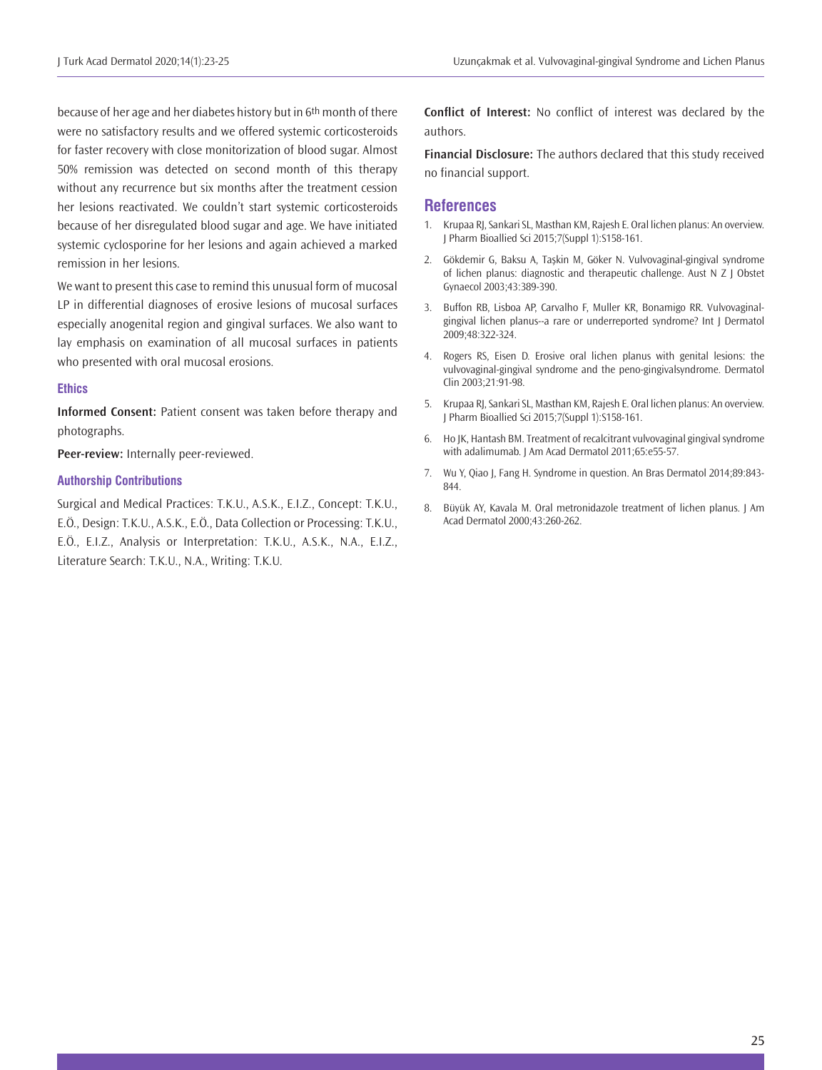because of her age and her diabetes history but in 6th month of there were no satisfactory results and we offered systemic corticosteroids for faster recovery with close monitorization of blood sugar. Almost 50% remission was detected on second month of this therapy without any recurrence but six months after the treatment cession her lesions reactivated. We couldn't start systemic corticosteroids because of her disregulated blood sugar and age. We have initiated systemic cyclosporine for her lesions and again achieved a marked remission in her lesions.

We want to present this case to remind this unusual form of mucosal LP in differential diagnoses of erosive lesions of mucosal surfaces especially anogenital region and gingival surfaces. We also want to lay emphasis on examination of all mucosal surfaces in patients who presented with oral mucosal erosions.

### Ethics

**Informed Consent:** Patient consent was taken before therapy and photographs.

**Peer-review:** Internally peer-reviewed.

### Authorship Contributions

Surgical and Medical Practices: T.K.U., A.S.K., E.I.Z., Concept: T.K.U., E.Ö., Design: T.K.U., A.S.K., E.Ö., Data Collection or Processing: T.K.U., E.Ö., E.I.Z., Analysis or Interpretation: T.K.U., A.S.K., N.A., E.I.Z., Literature Search: T.K.U., N.A., Writing: T.K.U.

**Conflict of Interest:** No conflict of interest was declared by the authors.

**Financial Disclosure:** The authors declared that this study received no financial support.

## References

1. Krupaa RJ, Sankari SL, Masthan KM, Rajesh E. Oral lichen planus: An overview. J Pharm Bioallied Sci 2015;7(Suppl 1):S158-161.
2. Gökdemir G, Baksu A, Taşkin M, Göker N. Vulvovaginal-gingival syndrome of lichen planus: diagnostic and therapeutic challenge. Aust N Z J Obstet Gynaecol 2003;43:389-390.
3. Buffon RB, Lisboa AP, Carvalho F, Muller KR, Bonamigo RR. Vulvovaginal-gingival lichen planus--a rare or underreported syndrome? Int J Dermatol 2009;48:322-324.
4. Rogers RS, Eisen D. Erosive oral lichen planus with genital lesions: the vulvovaginal-gingival syndrome and the peno-gingivalsyndrome. Dermatol Clin 2003;21:91-98.
5. Krupaa RJ, Sankari SL, Masthan KM, Rajesh E. Oral lichen planus: An overview. J Pharm Bioallied Sci 2015;7(Suppl 1):S158-161.
6. Ho JK, Hantash BM. Treatment of recalcitrant vulvovaginal gingival syndrome with adalimumab. J Am Acad Dermatol 2011;65:e55-57.
7. Wu Y, Qiao J, Fang H. Syndrome in question. An Bras Dermatol 2014;89:843-844.
8. Büyük AY, Kavala M. Oral metronidazole treatment of lichen planus. J Am Acad Dermatol 2000;43:260-262.